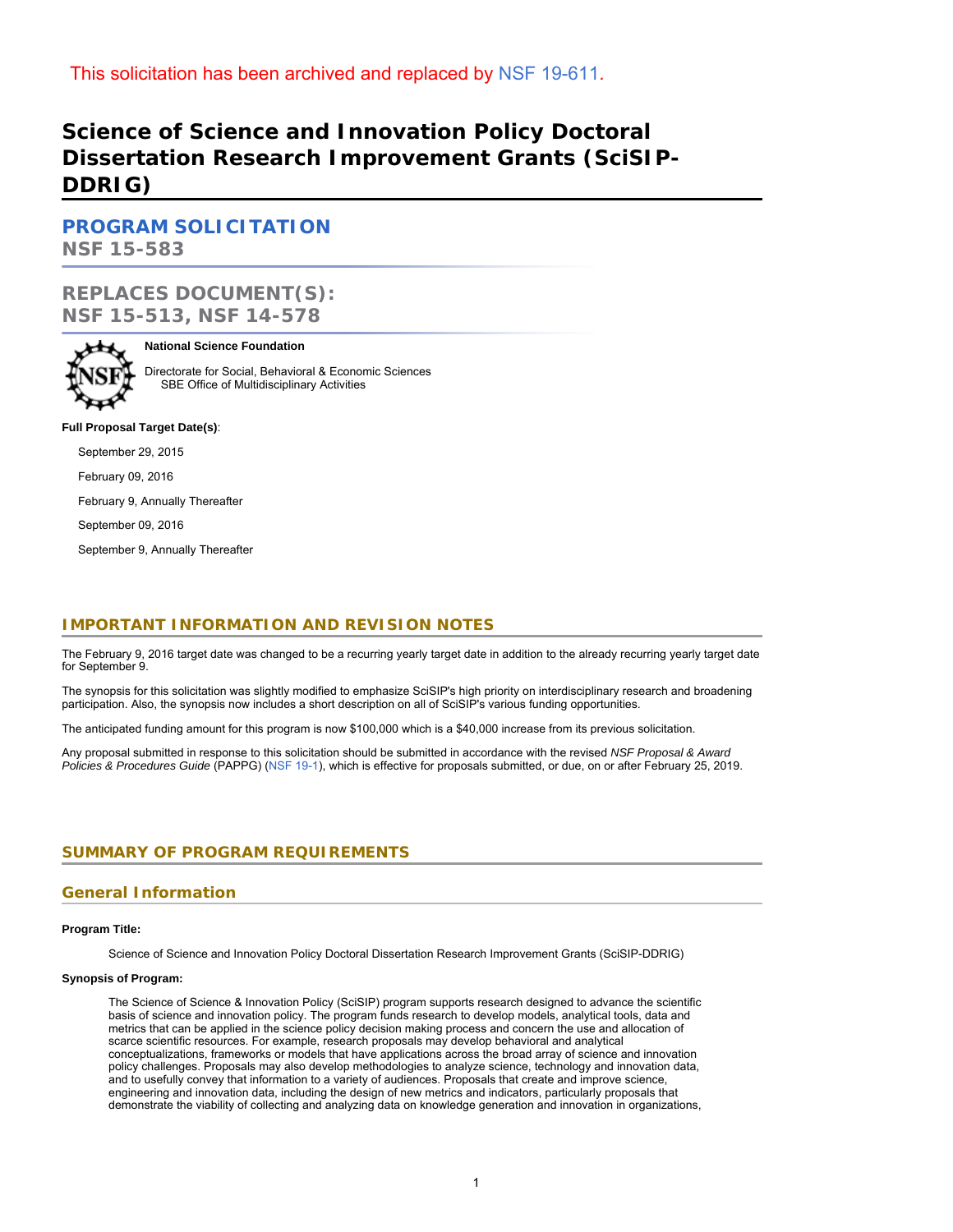This solicitation has been archived and replaced by NSF 19-611.

# Science of Science and Innovation Policy Doctoral Dissertation Research Improvement Grants (SciSIP-DDRIG)

## PROGRAM SOLICITATION
**NSF 15-583**

## REPLACES DOCUMENT(S):
**NSF 15-513, NSF 14-578**

**National Science Foundation**

Directorate for Social, Behavioral & Economic Sciences
SBE Office of Multidisciplinary Activities

**Full Proposal Target Date(s)**:

September 29, 2015

February 09, 2016

February 9, Annually Thereafter

September 09, 2016

September 9, Annually Thereafter

## IMPORTANT INFORMATION AND REVISION NOTES

The February 9, 2016 target date was changed to be a recurring yearly target date in addition to the already recurring yearly target date for September 9.

The synopsis for this solicitation was slightly modified to emphasize SciSIP's high priority on interdisciplinary research and broadening participation. Also, the synopsis now includes a short description on all of SciSIP's various funding opportunities.

The anticipated funding amount for this program is now $100,000 which is a $40,000 increase from its previous solicitation.

Any proposal submitted in response to this solicitation should be submitted in accordance with the revised *NSF Proposal & Award Policies & Procedures Guide* (PAPPG) (NSF 19-1), which is effective for proposals submitted, or due, on or after February 25, 2019.

## SUMMARY OF PROGRAM REQUIREMENTS

### General Information

**Program Title:**

Science of Science and Innovation Policy Doctoral Dissertation Research Improvement Grants (SciSIP-DDRIG)

**Synopsis of Program:**

The Science of Science & Innovation Policy (SciSIP) program supports research designed to advance the scientific basis of science and innovation policy. The program funds research to develop models, analytical tools, data and metrics that can be applied in the science policy decision making process and concern the use and allocation of scarce scientific resources. For example, research proposals may develop behavioral and analytical conceptualizations, frameworks or models that have applications across the broad array of science and innovation policy challenges. Proposals may also develop methodologies to analyze science, technology and innovation data, and to usefully convey that information to a variety of audiences. Proposals that create and improve science, engineering and innovation data, including the design of new metrics and indicators, particularly proposals that demonstrate the viability of collecting and analyzing data on knowledge generation and innovation in organizations,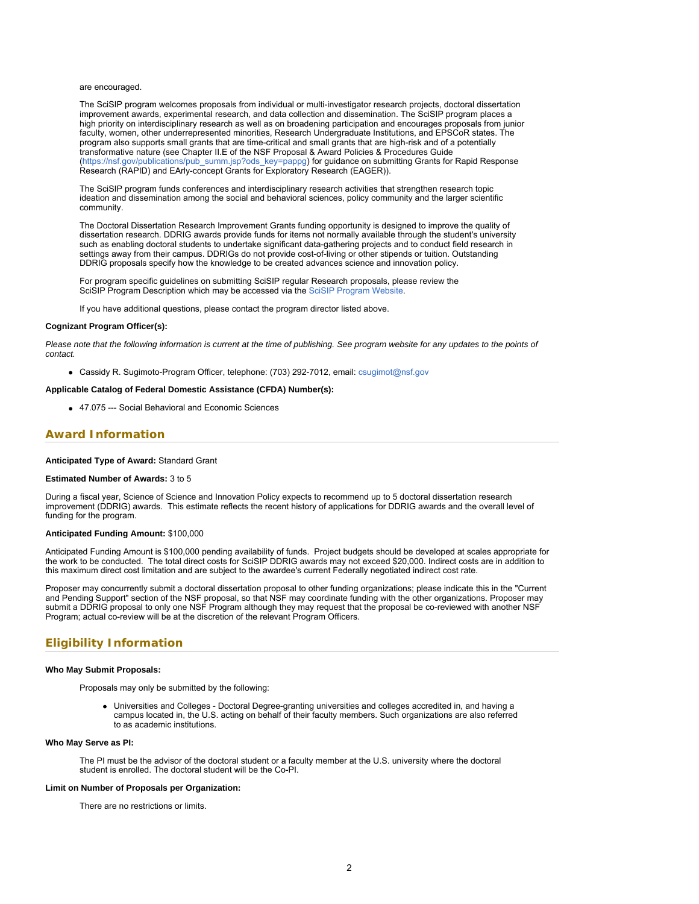are encouraged.

The SciSIP program welcomes proposals from individual or multi-investigator research projects, doctoral dissertation improvement awards, experimental research, and data collection and dissemination. The SciSIP program places a high priority on interdisciplinary research as well as on broadening participation and encourages proposals from junior faculty, women, other underrepresented minorities, Research Undergraduate Institutions, and EPSCoR states. The program also supports small grants that are time-critical and small grants that are high-risk and of a potentially transformative nature (see Chapter II.E of the NSF Proposal & Award Policies & Procedures Guide (https://nsf.gov/publications/pub_summ.jsp?ods_key=pappg) for guidance on submitting Grants for Rapid Response Research (RAPID) and EArly-concept Grants for Exploratory Research (EAGER)).

The SciSIP program funds conferences and interdisciplinary research activities that strengthen research topic ideation and dissemination among the social and behavioral sciences, policy community and the larger scientific community.

The Doctoral Dissertation Research Improvement Grants funding opportunity is designed to improve the quality of dissertation research. DDRIG awards provide funds for items not normally available through the student's university such as enabling doctoral students to undertake significant data-gathering projects and to conduct field research in settings away from their campus. DDRIGs do not provide cost-of-living or other stipends or tuition. Outstanding DDRIG proposals specify how the knowledge to be created advances science and innovation policy.

For program specific guidelines on submitting SciSIP regular Research proposals, please review the SciSIP Program Description which may be accessed via the SciSIP Program Website.

If you have additional questions, please contact the program director listed above.

**Cognizant Program Officer(s):**

*Please note that the following information is current at the time of publishing. See program website for any updates to the points of contact.*

- Cassidy R. Sugimoto-Program Officer, telephone: (703) 292-7012, email: csugimot@nsf.gov

**Applicable Catalog of Federal Domestic Assistance (CFDA) Number(s):**

- 47.075 --- Social Behavioral and Economic Sciences

## Award Information

**Anticipated Type of Award:** Standard Grant

**Estimated Number of Awards:** 3 to 5

During a fiscal year, Science of Science and Innovation Policy expects to recommend up to 5 doctoral dissertation research improvement (DDRIG) awards. This estimate reflects the recent history of applications for DDRIG awards and the overall level of funding for the program.

**Anticipated Funding Amount:** $100,000

Anticipated Funding Amount is $100,000 pending availability of funds. Project budgets should be developed at scales appropriate for the work to be conducted. The total direct costs for SciSIP DDRIG awards may not exceed $20,000. Indirect costs are in addition to this maximum direct cost limitation and are subject to the awardee's current Federally negotiated indirect cost rate.

Proposer may concurrently submit a doctoral dissertation proposal to other funding organizations; please indicate this in the "Current and Pending Support" section of the NSF proposal, so that NSF may coordinate funding with the other organizations. Proposer may submit a DDRIG proposal to only one NSF Program although they may request that the proposal be co-reviewed with another NSF Program; actual co-review will be at the discretion of the relevant Program Officers.

## Eligibility Information

**Who May Submit Proposals:**

Proposals may only be submitted by the following:

- Universities and Colleges - Doctoral Degree-granting universities and colleges accredited in, and having a campus located in, the U.S. acting on behalf of their faculty members. Such organizations are also referred to as academic institutions.

**Who May Serve as PI:**

The PI must be the advisor of the doctoral student or a faculty member at the U.S. university where the doctoral student is enrolled. The doctoral student will be the Co-PI.

**Limit on Number of Proposals per Organization:**

There are no restrictions or limits.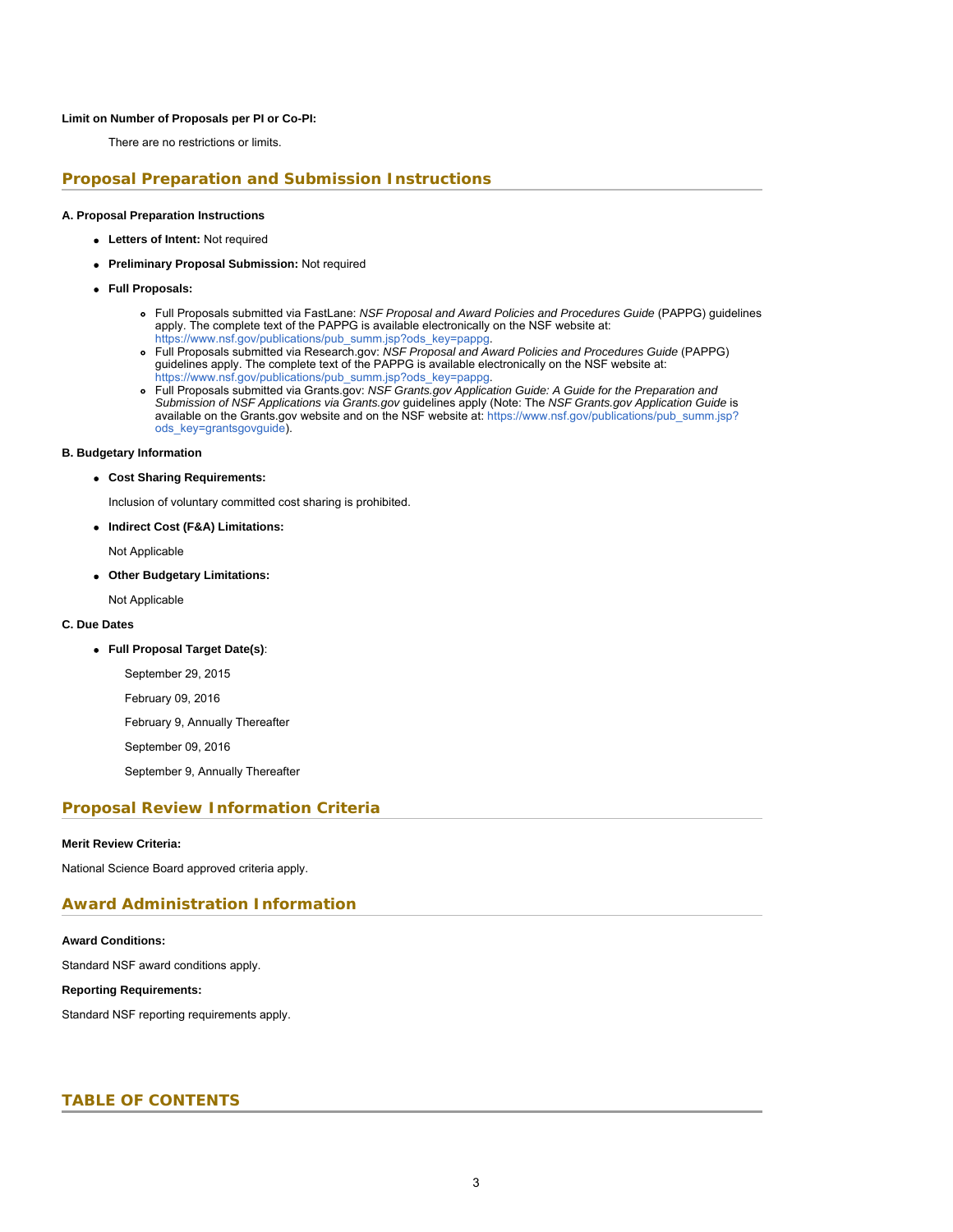**Limit on Number of Proposals per PI or Co-PI:**

There are no restrictions or limits.

## Proposal Preparation and Submission Instructions

**A. Proposal Preparation Instructions**

- **Letters of Intent:** Not required
- **Preliminary Proposal Submission:** Not required
- **Full Proposals:**
  - Full Proposals submitted via FastLane: *NSF Proposal and Award Policies and Procedures Guide* (PAPPG) guidelines apply. The complete text of the PAPPG is available electronically on the NSF website at: https://www.nsf.gov/publications/pub_summ.jsp?ods_key=pappg.
  - Full Proposals submitted via Research.gov: *NSF Proposal and Award Policies and Procedures Guide* (PAPPG) guidelines apply. The complete text of the PAPPG is available electronically on the NSF website at: https://www.nsf.gov/publications/pub_summ.jsp?ods_key=pappg.
  - Full Proposals submitted via Grants.gov: *NSF Grants.gov Application Guide: A Guide for the Preparation and Submission of NSF Applications via Grants.gov* guidelines apply (Note: The *NSF Grants.gov Application Guide* is available on the Grants.gov website and on the NSF website at: https://www.nsf.gov/publications/pub_summ.jsp?ods_key=grantsgovguide).

**B. Budgetary Information**

- **Cost Sharing Requirements:**

  Inclusion of voluntary committed cost sharing is prohibited.

- **Indirect Cost (F&A) Limitations:**

  Not Applicable

- **Other Budgetary Limitations:**

  Not Applicable

**C. Due Dates**

- **Full Proposal Target Date(s)**:

  September 29, 2015

  February 09, 2016

  February 9, Annually Thereafter

  September 09, 2016

  September 9, Annually Thereafter

## Proposal Review Information Criteria

**Merit Review Criteria:**

National Science Board approved criteria apply.

## Award Administration Information

**Award Conditions:**

Standard NSF award conditions apply.

**Reporting Requirements:**

Standard NSF reporting requirements apply.

## TABLE OF CONTENTS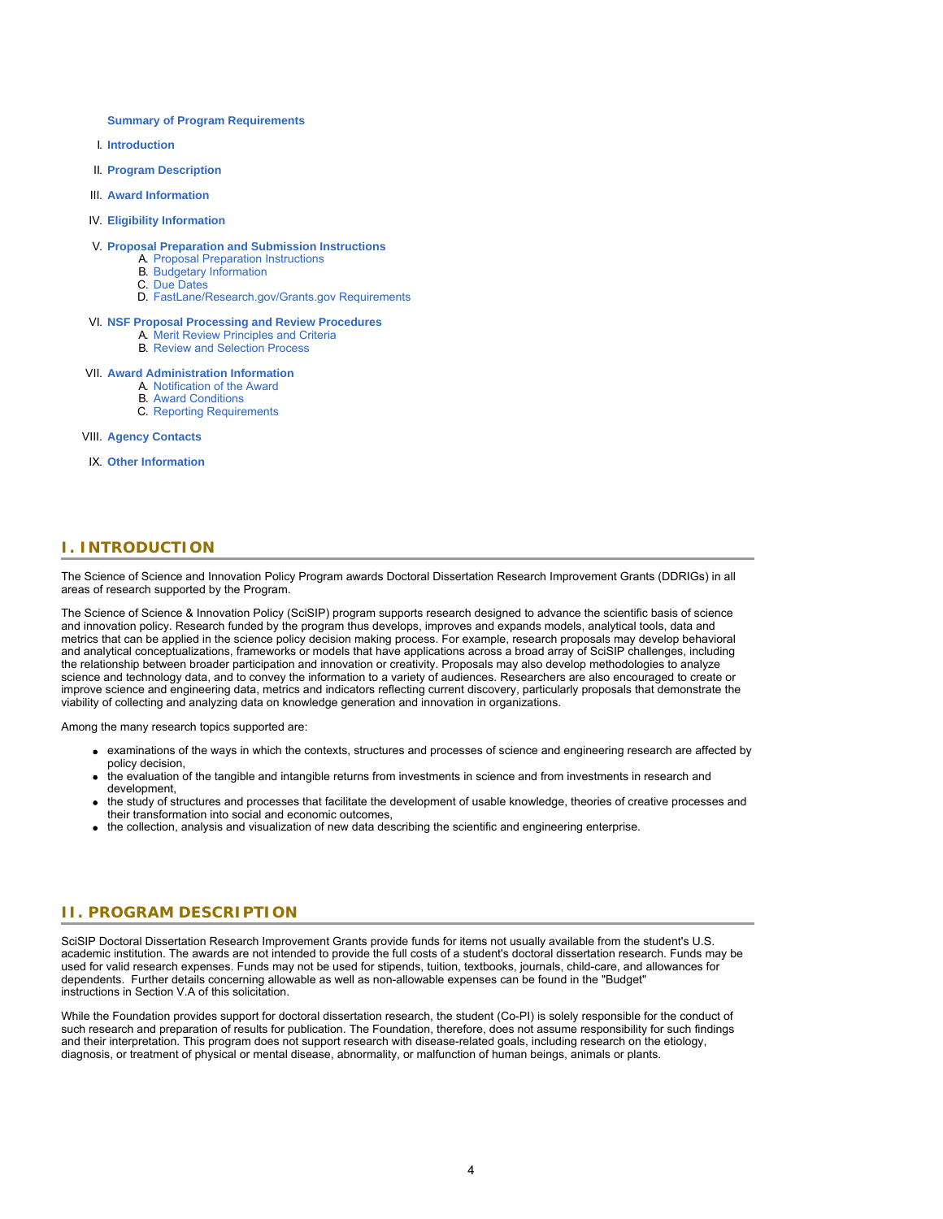**Summary of Program Requirements**

I. **Introduction**

II. **Program Description**

III. **Award Information**

IV. **Eligibility Information**

V. **Proposal Preparation and Submission Instructions**
   A. Proposal Preparation Instructions
   B. Budgetary Information
   C. Due Dates
   D. FastLane/Research.gov/Grants.gov Requirements

VI. **NSF Proposal Processing and Review Procedures**
   A. Merit Review Principles and Criteria
   B. Review and Selection Process

VII. **Award Administration Information**
   A. Notification of the Award
   B. Award Conditions
   C. Reporting Requirements

VIII. **Agency Contacts**

IX. **Other Information**

## I. INTRODUCTION

The Science of Science and Innovation Policy Program awards Doctoral Dissertation Research Improvement Grants (DDRIGs) in all areas of research supported by the Program.

The Science of Science & Innovation Policy (SciSIP) program supports research designed to advance the scientific basis of science and innovation policy. Research funded by the program thus develops, improves and expands models, analytical tools, data and metrics that can be applied in the science policy decision making process. For example, research proposals may develop behavioral and analytical conceptualizations, frameworks or models that have applications across a broad array of SciSIP challenges, including the relationship between broader participation and innovation or creativity. Proposals may also develop methodologies to analyze science and technology data, and to convey the information to a variety of audiences. Researchers are also encouraged to create or improve science and engineering data, metrics and indicators reflecting current discovery, particularly proposals that demonstrate the viability of collecting and analyzing data on knowledge generation and innovation in organizations.

Among the many research topics supported are:

- examinations of the ways in which the contexts, structures and processes of science and engineering research are affected by policy decision,
- the evaluation of the tangible and intangible returns from investments in science and from investments in research and development,
- the study of structures and processes that facilitate the development of usable knowledge, theories of creative processes and their transformation into social and economic outcomes,
- the collection, analysis and visualization of new data describing the scientific and engineering enterprise.

## II. PROGRAM DESCRIPTION

SciSIP Doctoral Dissertation Research Improvement Grants provide funds for items not usually available from the student's U.S. academic institution. The awards are not intended to provide the full costs of a student's doctoral dissertation research. Funds may be used for valid research expenses. Funds may not be used for stipends, tuition, textbooks, journals, child-care, and allowances for dependents. Further details concerning allowable as well as non-allowable expenses can be found in the "Budget" instructions in Section V.A of this solicitation.

While the Foundation provides support for doctoral dissertation research, the student (Co-PI) is solely responsible for the conduct of such research and preparation of results for publication. The Foundation, therefore, does not assume responsibility for such findings and their interpretation. This program does not support research with disease-related goals, including research on the etiology, diagnosis, or treatment of physical or mental disease, abnormality, or malfunction of human beings, animals or plants.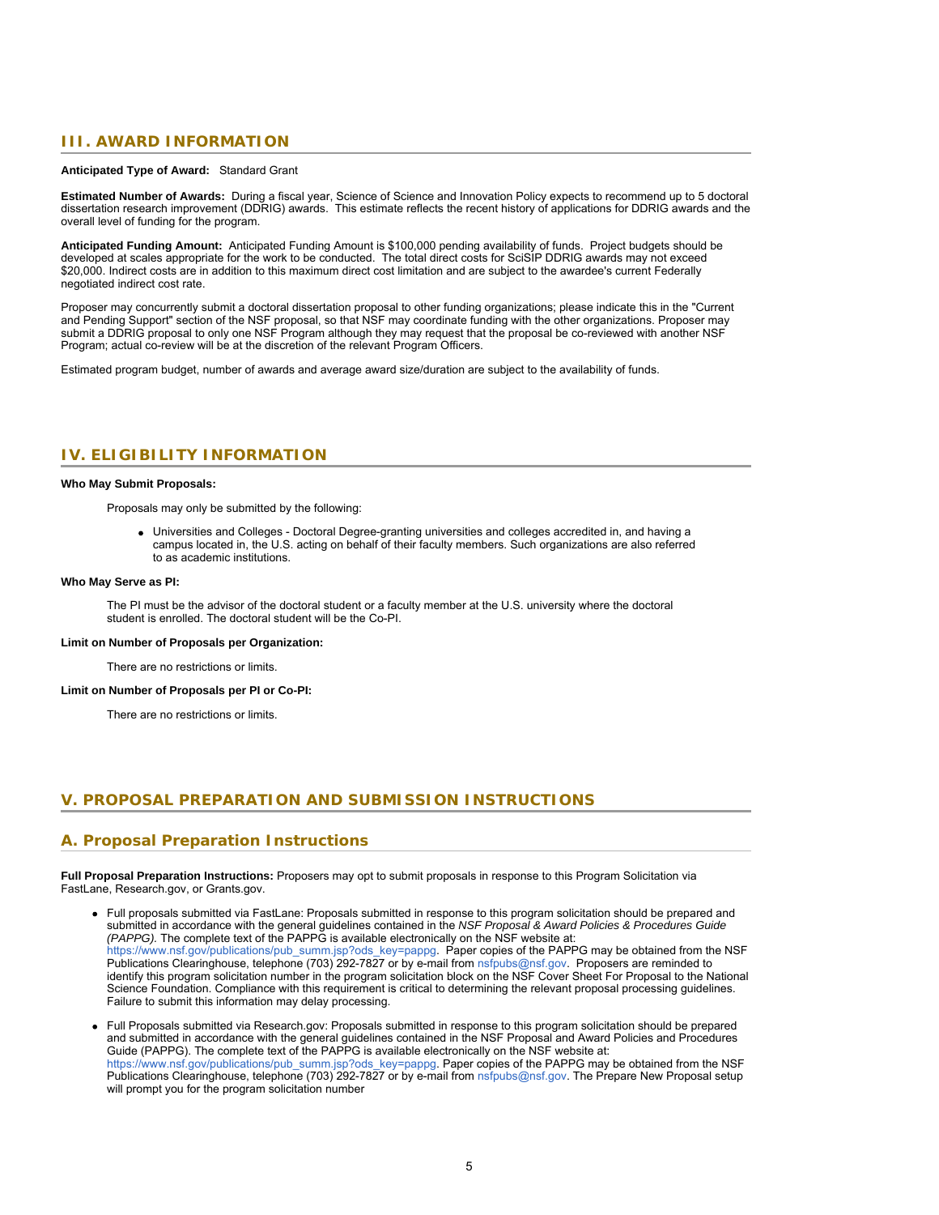## III. AWARD INFORMATION

**Anticipated Type of Award:** Standard Grant

**Estimated Number of Awards:** During a fiscal year, Science of Science and Innovation Policy expects to recommend up to 5 doctoral dissertation research improvement (DDRIG) awards. This estimate reflects the recent history of applications for DDRIG awards and the overall level of funding for the program.

**Anticipated Funding Amount:** Anticipated Funding Amount is $100,000 pending availability of funds. Project budgets should be developed at scales appropriate for the work to be conducted. The total direct costs for SciSIP DDRIG awards may not exceed $20,000. Indirect costs are in addition to this maximum direct cost limitation and are subject to the awardee's current Federally negotiated indirect cost rate.

Proposer may concurrently submit a doctoral dissertation proposal to other funding organizations; please indicate this in the "Current and Pending Support" section of the NSF proposal, so that NSF may coordinate funding with the other organizations. Proposer may submit a DDRIG proposal to only one NSF Program although they may request that the proposal be co-reviewed with another NSF Program; actual co-review will be at the discretion of the relevant Program Officers.

Estimated program budget, number of awards and average award size/duration are subject to the availability of funds.

## IV. ELIGIBILITY INFORMATION

**Who May Submit Proposals:**

Proposals may only be submitted by the following:

- Universities and Colleges - Doctoral Degree-granting universities and colleges accredited in, and having a campus located in, the U.S. acting on behalf of their faculty members. Such organizations are also referred to as academic institutions.

**Who May Serve as PI:**

The PI must be the advisor of the doctoral student or a faculty member at the U.S. university where the doctoral student is enrolled. The doctoral student will be the Co-PI.

**Limit on Number of Proposals per Organization:**

There are no restrictions or limits.

**Limit on Number of Proposals per PI or Co-PI:**

There are no restrictions or limits.

## V. PROPOSAL PREPARATION AND SUBMISSION INSTRUCTIONS

### A. Proposal Preparation Instructions

**Full Proposal Preparation Instructions:** Proposers may opt to submit proposals in response to this Program Solicitation via FastLane, Research.gov, or Grants.gov.

- Full proposals submitted via FastLane: Proposals submitted in response to this program solicitation should be prepared and submitted in accordance with the general guidelines contained in the *NSF Proposal & Award Policies & Procedures Guide (PAPPG)*. The complete text of the PAPPG is available electronically on the NSF website at: https://www.nsf.gov/publications/pub_summ.jsp?ods_key=pappg. Paper copies of the PAPPG may be obtained from the NSF Publications Clearinghouse, telephone (703) 292-7827 or by e-mail from nsfpubs@nsf.gov. Proposers are reminded to identify this program solicitation number in the program solicitation block on the NSF Cover Sheet For Proposal to the National Science Foundation. Compliance with this requirement is critical to determining the relevant proposal processing guidelines. Failure to submit this information may delay processing.
- Full Proposals submitted via Research.gov: Proposals submitted in response to this program solicitation should be prepared and submitted in accordance with the general guidelines contained in the NSF Proposal and Award Policies and Procedures Guide (PAPPG). The complete text of the PAPPG is available electronically on the NSF website at: https://www.nsf.gov/publications/pub_summ.jsp?ods_key=pappg. Paper copies of the PAPPG may be obtained from the NSF Publications Clearinghouse, telephone (703) 292-7827 or by e-mail from nsfpubs@nsf.gov. The Prepare New Proposal setup will prompt you for the program solicitation number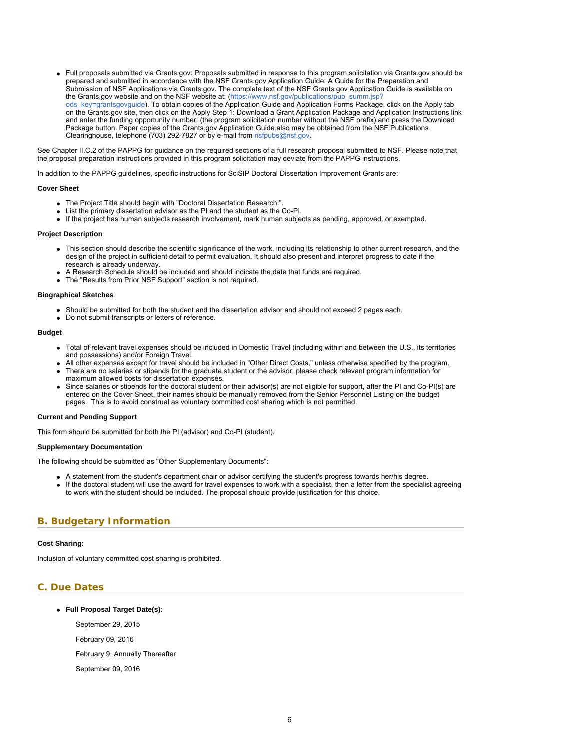- Full proposals submitted via Grants.gov: Proposals submitted in response to this program solicitation via Grants.gov should be prepared and submitted in accordance with the NSF Grants.gov Application Guide: A Guide for the Preparation and Submission of NSF Applications via Grants.gov. The complete text of the NSF Grants.gov Application Guide is available on the Grants.gov website and on the NSF website at: (https://www.nsf.gov/publications/pub_summ.jsp?ods_key=grantsgovguide). To obtain copies of the Application Guide and Application Forms Package, click on the Apply tab on the Grants.gov site, then click on the Apply Step 1: Download a Grant Application Package and Application Instructions link and enter the funding opportunity number, (the program solicitation number without the NSF prefix) and press the Download Package button. Paper copies of the Grants.gov Application Guide also may be obtained from the NSF Publications Clearinghouse, telephone (703) 292-7827 or by e-mail from nsfpubs@nsf.gov.

See Chapter II.C.2 of the PAPPG for guidance on the required sections of a full research proposal submitted to NSF. Please note that the proposal preparation instructions provided in this program solicitation may deviate from the PAPPG instructions.

In addition to the PAPPG guidelines, specific instructions for SciSIP Doctoral Dissertation Improvement Grants are:

**Cover Sheet**

- The Project Title should begin with "Doctoral Dissertation Research:".
- List the primary dissertation advisor as the PI and the student as the Co-PI.
- If the project has human subjects research involvement, mark human subjects as pending, approved, or exempted.

**Project Description**

- This section should describe the scientific significance of the work, including its relationship to other current research, and the design of the project in sufficient detail to permit evaluation. It should also present and interpret progress to date if the research is already underway.
- A Research Schedule should be included and should indicate the date that funds are required.
- The "Results from Prior NSF Support" section is not required.

**Biographical Sketches**

- Should be submitted for both the student and the dissertation advisor and should not exceed 2 pages each.
- Do not submit transcripts or letters of reference.

**Budget**

- Total of relevant travel expenses should be included in Domestic Travel (including within and between the U.S., its territories and possessions) and/or Foreign Travel.
- All other expenses except for travel should be included in "Other Direct Costs," unless otherwise specified by the program.
- There are no salaries or stipends for the graduate student or the advisor; please check relevant program information for maximum allowed costs for dissertation expenses.
- Since salaries or stipends for the doctoral student or their advisor(s) are not eligible for support, after the PI and Co-PI(s) are entered on the Cover Sheet, their names should be manually removed from the Senior Personnel Listing on the budget pages. This is to avoid construal as voluntary committed cost sharing which is not permitted.

**Current and Pending Support**

This form should be submitted for both the PI (advisor) and Co-PI (student).

**Supplementary Documentation**

The following should be submitted as "Other Supplementary Documents":

- A statement from the student's department chair or advisor certifying the student's progress towards her/his degree.
- If the doctoral student will use the award for travel expenses to work with a specialist, then a letter from the specialist agreeing to work with the student should be included. The proposal should provide justification for this choice.

## B. Budgetary Information

**Cost Sharing:**

Inclusion of voluntary committed cost sharing is prohibited.

## C. Due Dates

- **Full Proposal Target Date(s)**:

  September 29, 2015

  February 09, 2016

  February 9, Annually Thereafter

  September 09, 2016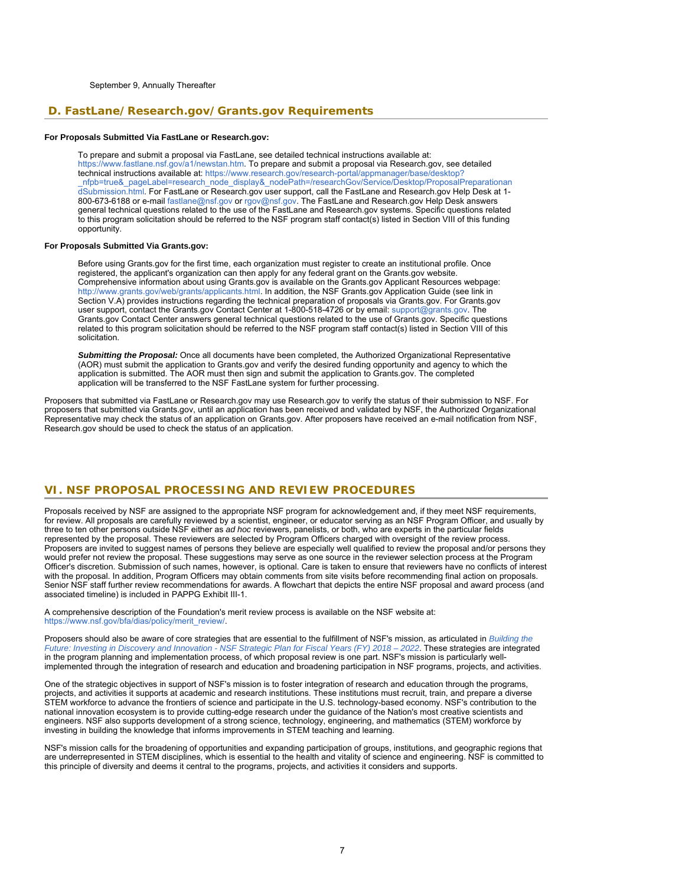September 9, Annually Thereafter

## D. FastLane/Research.gov/Grants.gov Requirements

**For Proposals Submitted Via FastLane or Research.gov:**

To prepare and submit a proposal via FastLane, see detailed technical instructions available at: https://www.fastlane.nsf.gov/a1/newstan.htm. To prepare and submit a proposal via Research.gov, see detailed technical instructions available at: https://www.research.gov/research-portal/appmanager/base/desktop?_nfpb=true&_pageLabel=research_node_display&_nodePath=/researchGov/Service/Desktop/ProposalPreparationandSubmission.html. For FastLane or Research.gov user support, call the FastLane and Research.gov Help Desk at 1-800-673-6188 or e-mail fastlane@nsf.gov or rgov@nsf.gov. The FastLane and Research.gov Help Desk answers general technical questions related to the use of the FastLane and Research.gov systems. Specific questions related to this program solicitation should be referred to the NSF program staff contact(s) listed in Section VIII of this funding opportunity.

**For Proposals Submitted Via Grants.gov:**

Before using Grants.gov for the first time, each organization must register to create an institutional profile. Once registered, the applicant's organization can then apply for any federal grant on the Grants.gov website. Comprehensive information about using Grants.gov is available on the Grants.gov Applicant Resources webpage: http://www.grants.gov/web/grants/applicants.html. In addition, the NSF Grants.gov Application Guide (see link in Section V.A) provides instructions regarding the technical preparation of proposals via Grants.gov. For Grants.gov user support, contact the Grants.gov Contact Center at 1-800-518-4726 or by email: support@grants.gov. The Grants.gov Contact Center answers general technical questions related to the use of Grants.gov. Specific questions related to this program solicitation should be referred to the NSF program staff contact(s) listed in Section VIII of this solicitation.

***Submitting the Proposal:*** Once all documents have been completed, the Authorized Organizational Representative (AOR) must submit the application to Grants.gov and verify the desired funding opportunity and agency to which the application is submitted. The AOR must then sign and submit the application to Grants.gov. The completed application will be transferred to the NSF FastLane system for further processing.

Proposers that submitted via FastLane or Research.gov may use Research.gov to verify the status of their submission to NSF. For proposers that submitted via Grants.gov, until an application has been received and validated by NSF, the Authorized Organizational Representative may check the status of an application on Grants.gov. After proposers have received an e-mail notification from NSF, Research.gov should be used to check the status of an application.

# VI. NSF PROPOSAL PROCESSING AND REVIEW PROCEDURES

Proposals received by NSF are assigned to the appropriate NSF program for acknowledgement and, if they meet NSF requirements, for review. All proposals are carefully reviewed by a scientist, engineer, or educator serving as an NSF Program Officer, and usually by three to ten other persons outside NSF either as *ad hoc* reviewers, panelists, or both, who are experts in the particular fields represented by the proposal. These reviewers are selected by Program Officers charged with oversight of the review process. Proposers are invited to suggest names of persons they believe are especially well qualified to review the proposal and/or persons they would prefer not review the proposal. These suggestions may serve as one source in the reviewer selection process at the Program Officer's discretion. Submission of such names, however, is optional. Care is taken to ensure that reviewers have no conflicts of interest with the proposal. In addition, Program Officers may obtain comments from site visits before recommending final action on proposals. Senior NSF staff further review recommendations for awards. A flowchart that depicts the entire NSF proposal and award process (and associated timeline) is included in PAPPG Exhibit III-1.

A comprehensive description of the Foundation's merit review process is available on the NSF website at: https://www.nsf.gov/bfa/dias/policy/merit_review/.

Proposers should also be aware of core strategies that are essential to the fulfillment of NSF's mission, as articulated in *Building the Future: Investing in Discovery and Innovation - NSF Strategic Plan for Fiscal Years (FY) 2018 – 2022*. These strategies are integrated in the program planning and implementation process, of which proposal review is one part. NSF's mission is particularly well-implemented through the integration of research and education and broadening participation in NSF programs, projects, and activities.

One of the strategic objectives in support of NSF's mission is to foster integration of research and education through the programs, projects, and activities it supports at academic and research institutions. These institutions must recruit, train, and prepare a diverse STEM workforce to advance the frontiers of science and participate in the U.S. technology-based economy. NSF's contribution to the national innovation ecosystem is to provide cutting-edge research under the guidance of the Nation's most creative scientists and engineers. NSF also supports development of a strong science, technology, engineering, and mathematics (STEM) workforce by investing in building the knowledge that informs improvements in STEM teaching and learning.

NSF's mission calls for the broadening of opportunities and expanding participation of groups, institutions, and geographic regions that are underrepresented in STEM disciplines, which is essential to the health and vitality of science and engineering. NSF is committed to this principle of diversity and deems it central to the programs, projects, and activities it considers and supports.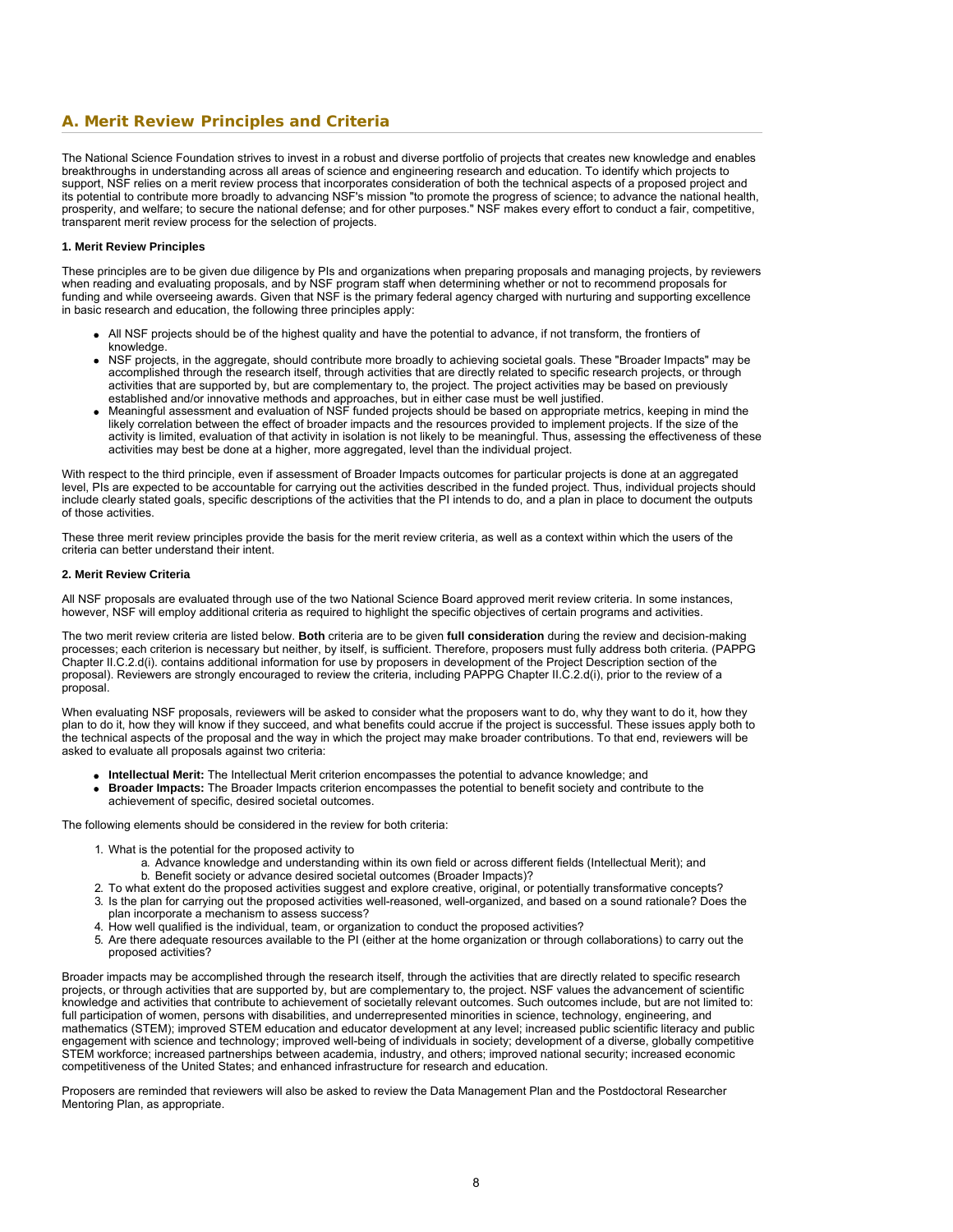## A. Merit Review Principles and Criteria

The National Science Foundation strives to invest in a robust and diverse portfolio of projects that creates new knowledge and enables breakthroughs in understanding across all areas of science and engineering research and education. To identify which projects to support, NSF relies on a merit review process that incorporates consideration of both the technical aspects of a proposed project and its potential to contribute more broadly to advancing NSF's mission "to promote the progress of science; to advance the national health, prosperity, and welfare; to secure the national defense; and for other purposes." NSF makes every effort to conduct a fair, competitive, transparent merit review process for the selection of projects.

### 1. Merit Review Principles

These principles are to be given due diligence by PIs and organizations when preparing proposals and managing projects, by reviewers when reading and evaluating proposals, and by NSF program staff when determining whether or not to recommend proposals for funding and while overseeing awards. Given that NSF is the primary federal agency charged with nurturing and supporting excellence in basic research and education, the following three principles apply:

- All NSF projects should be of the highest quality and have the potential to advance, if not transform, the frontiers of knowledge.
- NSF projects, in the aggregate, should contribute more broadly to achieving societal goals. These "Broader Impacts" may be accomplished through the research itself, through activities that are directly related to specific research projects, or through activities that are supported by, but are complementary to, the project. The project activities may be based on previously established and/or innovative methods and approaches, but in either case must be well justified.
- Meaningful assessment and evaluation of NSF funded projects should be based on appropriate metrics, keeping in mind the likely correlation between the effect of broader impacts and the resources provided to implement projects. If the size of the activity is limited, evaluation of that activity in isolation is not likely to be meaningful. Thus, assessing the effectiveness of these activities may best be done at a higher, more aggregated, level than the individual project.

With respect to the third principle, even if assessment of Broader Impacts outcomes for particular projects is done at an aggregated level, PIs are expected to be accountable for carrying out the activities described in the funded project. Thus, individual projects should include clearly stated goals, specific descriptions of the activities that the PI intends to do, and a plan in place to document the outputs of those activities.

These three merit review principles provide the basis for the merit review criteria, as well as a context within which the users of the criteria can better understand their intent.

### 2. Merit Review Criteria

All NSF proposals are evaluated through use of the two National Science Board approved merit review criteria. In some instances, however, NSF will employ additional criteria as required to highlight the specific objectives of certain programs and activities.

The two merit review criteria are listed below. **Both** criteria are to be given **full consideration** during the review and decision-making processes; each criterion is necessary but neither, by itself, is sufficient. Therefore, proposers must fully address both criteria. (PAPPG Chapter II.C.2.d(i). contains additional information for use by proposers in development of the Project Description section of the proposal). Reviewers are strongly encouraged to review the criteria, including PAPPG Chapter II.C.2.d(i), prior to the review of a proposal.

When evaluating NSF proposals, reviewers will be asked to consider what the proposers want to do, why they want to do it, how they plan to do it, how they will know if they succeed, and what benefits could accrue if the project is successful. These issues apply both to the technical aspects of the proposal and the way in which the project may make broader contributions. To that end, reviewers will be asked to evaluate all proposals against two criteria:

- **Intellectual Merit:** The Intellectual Merit criterion encompasses the potential to advance knowledge; and
- **Broader Impacts:** The Broader Impacts criterion encompasses the potential to benefit society and contribute to the achievement of specific, desired societal outcomes.

The following elements should be considered in the review for both criteria:

1. What is the potential for the proposed activity to
   a. Advance knowledge and understanding within its own field or across different fields (Intellectual Merit); and
   b. Benefit society or advance desired societal outcomes (Broader Impacts)?
2. To what extent do the proposed activities suggest and explore creative, original, or potentially transformative concepts?
3. Is the plan for carrying out the proposed activities well-reasoned, well-organized, and based on a sound rationale? Does the plan incorporate a mechanism to assess success?
4. How well qualified is the individual, team, or organization to conduct the proposed activities?
5. Are there adequate resources available to the PI (either at the home organization or through collaborations) to carry out the proposed activities?

Broader impacts may be accomplished through the research itself, through the activities that are directly related to specific research projects, or through activities that are supported by, but are complementary to, the project. NSF values the advancement of scientific knowledge and activities that contribute to achievement of societally relevant outcomes. Such outcomes include, but are not limited to: full participation of women, persons with disabilities, and underrepresented minorities in science, technology, engineering, and mathematics (STEM); improved STEM education and educator development at any level; increased public scientific literacy and public engagement with science and technology; improved well-being of individuals in society; development of a diverse, globally competitive STEM workforce; increased partnerships between academia, industry, and others; improved national security; increased economic competitiveness of the United States; and enhanced infrastructure for research and education.

Proposers are reminded that reviewers will also be asked to review the Data Management Plan and the Postdoctoral Researcher Mentoring Plan, as appropriate.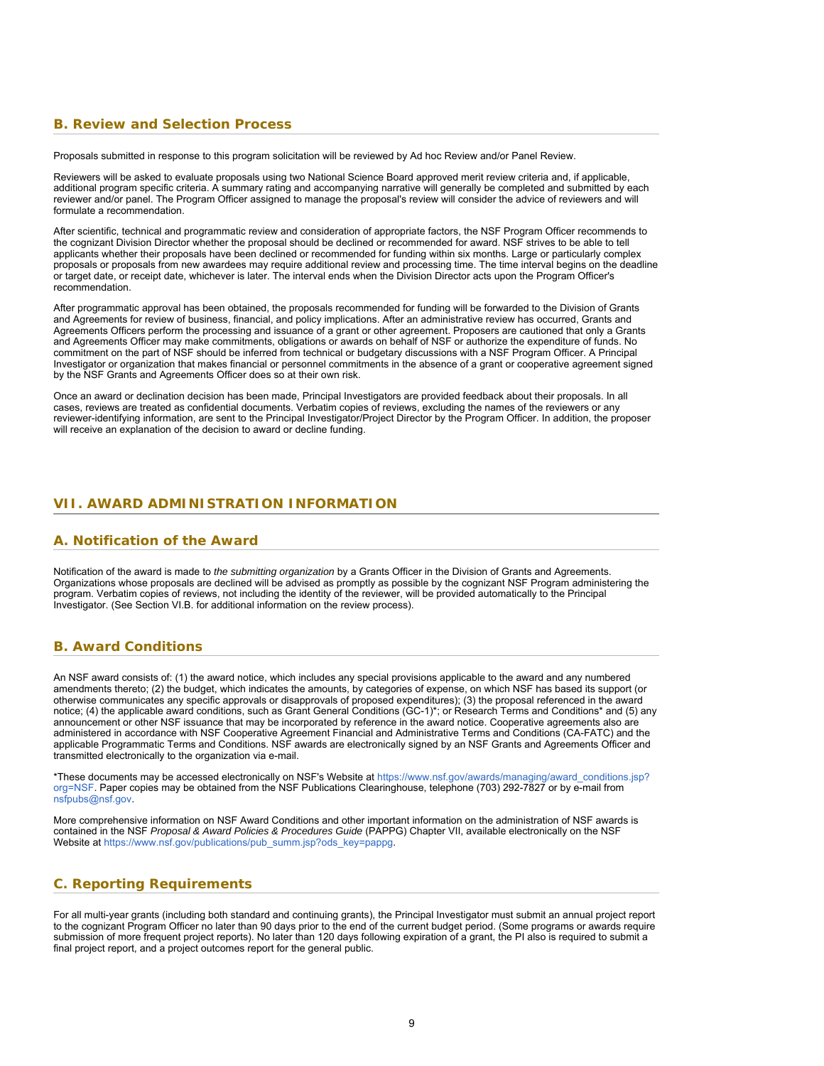### B. Review and Selection Process

Proposals submitted in response to this program solicitation will be reviewed by Ad hoc Review and/or Panel Review.

Reviewers will be asked to evaluate proposals using two National Science Board approved merit review criteria and, if applicable, additional program specific criteria. A summary rating and accompanying narrative will generally be completed and submitted by each reviewer and/or panel. The Program Officer assigned to manage the proposal's review will consider the advice of reviewers and will formulate a recommendation.

After scientific, technical and programmatic review and consideration of appropriate factors, the NSF Program Officer recommends to the cognizant Division Director whether the proposal should be declined or recommended for award. NSF strives to be able to tell applicants whether their proposals have been declined or recommended for funding within six months. Large or particularly complex proposals or proposals from new awardees may require additional review and processing time. The time interval begins on the deadline or target date, or receipt date, whichever is later. The interval ends when the Division Director acts upon the Program Officer's recommendation.

After programmatic approval has been obtained, the proposals recommended for funding will be forwarded to the Division of Grants and Agreements for review of business, financial, and policy implications. After an administrative review has occurred, Grants and Agreements Officers perform the processing and issuance of a grant or other agreement. Proposers are cautioned that only a Grants and Agreements Officer may make commitments, obligations or awards on behalf of NSF or authorize the expenditure of funds. No commitment on the part of NSF should be inferred from technical or budgetary discussions with a NSF Program Officer. A Principal Investigator or organization that makes financial or personnel commitments in the absence of a grant or cooperative agreement signed by the NSF Grants and Agreements Officer does so at their own risk.

Once an award or declination decision has been made, Principal Investigators are provided feedback about their proposals. In all cases, reviews are treated as confidential documents. Verbatim copies of reviews, excluding the names of the reviewers or any reviewer-identifying information, are sent to the Principal Investigator/Project Director by the Program Officer. In addition, the proposer will receive an explanation of the decision to award or decline funding.

## VII. AWARD ADMINISTRATION INFORMATION

### A. Notification of the Award

Notification of the award is made to *the submitting organization* by a Grants Officer in the Division of Grants and Agreements. Organizations whose proposals are declined will be advised as promptly as possible by the cognizant NSF Program administering the program. Verbatim copies of reviews, not including the identity of the reviewer, will be provided automatically to the Principal Investigator. (See Section VI.B. for additional information on the review process).

### B. Award Conditions

An NSF award consists of: (1) the award notice, which includes any special provisions applicable to the award and any numbered amendments thereto; (2) the budget, which indicates the amounts, by categories of expense, on which NSF has based its support (or otherwise communicates any specific approvals or disapprovals of proposed expenditures); (3) the proposal referenced in the award notice; (4) the applicable award conditions, such as Grant General Conditions (GC-1)*; or Research Terms and Conditions* and (5) any announcement or other NSF issuance that may be incorporated by reference in the award notice. Cooperative agreements also are administered in accordance with NSF Cooperative Agreement Financial and Administrative Terms and Conditions (CA-FATC) and the applicable Programmatic Terms and Conditions. NSF awards are electronically signed by an NSF Grants and Agreements Officer and transmitted electronically to the organization via e-mail.

*These documents may be accessed electronically on NSF's Website at https://www.nsf.gov/awards/managing/award_conditions.jsp?org=NSF. Paper copies may be obtained from the NSF Publications Clearinghouse, telephone (703) 292-7827 or by e-mail from nsfpubs@nsf.gov.

More comprehensive information on NSF Award Conditions and other important information on the administration of NSF awards is contained in the NSF *Proposal & Award Policies & Procedures Guide* (PAPPG) Chapter VII, available electronically on the NSF Website at https://www.nsf.gov/publications/pub_summ.jsp?ods_key=pappg.

### C. Reporting Requirements

For all multi-year grants (including both standard and continuing grants), the Principal Investigator must submit an annual project report to the cognizant Program Officer no later than 90 days prior to the end of the current budget period. (Some programs or awards require submission of more frequent project reports). No later than 120 days following expiration of a grant, the PI also is required to submit a final project report, and a project outcomes report for the general public.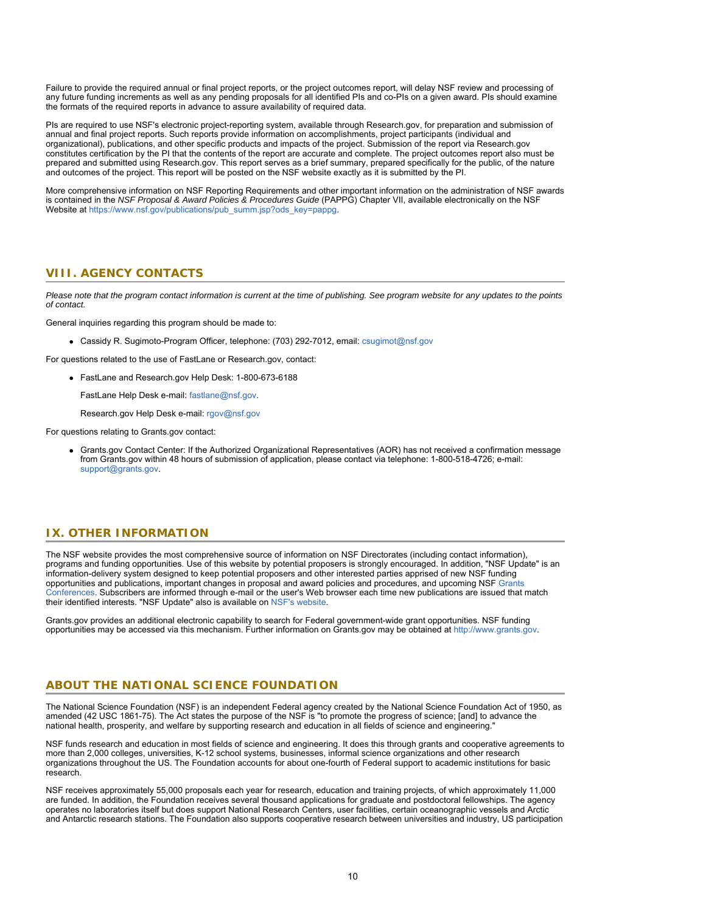Failure to provide the required annual or final project reports, or the project outcomes report, will delay NSF review and processing of any future funding increments as well as any pending proposals for all identified PIs and co-PIs on a given award. PIs should examine the formats of the required reports in advance to assure availability of required data.

PIs are required to use NSF's electronic project-reporting system, available through Research.gov, for preparation and submission of annual and final project reports. Such reports provide information on accomplishments, project participants (individual and organizational), publications, and other specific products and impacts of the project. Submission of the report via Research.gov constitutes certification by the PI that the contents of the report are accurate and complete. The project outcomes report also must be prepared and submitted using Research.gov. This report serves as a brief summary, prepared specifically for the public, of the nature and outcomes of the project. This report will be posted on the NSF website exactly as it is submitted by the PI.

More comprehensive information on NSF Reporting Requirements and other important information on the administration of NSF awards is contained in the *NSF Proposal & Award Policies & Procedures Guide* (PAPPG) Chapter VII, available electronically on the NSF Website at https://www.nsf.gov/publications/pub_summ.jsp?ods_key=pappg.

## VIII. AGENCY CONTACTS

*Please note that the program contact information is current at the time of publishing. See program website for any updates to the points of contact.*

General inquiries regarding this program should be made to:

- Cassidy R. Sugimoto-Program Officer, telephone: (703) 292-7012, email: csugimot@nsf.gov

For questions related to the use of FastLane or Research.gov, contact:

- FastLane and Research.gov Help Desk: 1-800-673-6188

  FastLane Help Desk e-mail: fastlane@nsf.gov.

  Research.gov Help Desk e-mail: rgov@nsf.gov

For questions relating to Grants.gov contact:

- Grants.gov Contact Center: If the Authorized Organizational Representatives (AOR) has not received a confirmation message from Grants.gov within 48 hours of submission of application, please contact via telephone: 1-800-518-4726; e-mail: support@grants.gov.

## IX. OTHER INFORMATION

The NSF website provides the most comprehensive source of information on NSF Directorates (including contact information), programs and funding opportunities. Use of this website by potential proposers is strongly encouraged. In addition, "NSF Update" is an information-delivery system designed to keep potential proposers and other interested parties apprised of new NSF funding opportunities and publications, important changes in proposal and award policies and procedures, and upcoming NSF Grants Conferences. Subscribers are informed through e-mail or the user's Web browser each time new publications are issued that match their identified interests. "NSF Update" also is available on NSF's website.

Grants.gov provides an additional electronic capability to search for Federal government-wide grant opportunities. NSF funding opportunities may be accessed via this mechanism. Further information on Grants.gov may be obtained at http://www.grants.gov.

## ABOUT THE NATIONAL SCIENCE FOUNDATION

The National Science Foundation (NSF) is an independent Federal agency created by the National Science Foundation Act of 1950, as amended (42 USC 1861-75). The Act states the purpose of the NSF is "to promote the progress of science; [and] to advance the national health, prosperity, and welfare by supporting research and education in all fields of science and engineering."

NSF funds research and education in most fields of science and engineering. It does this through grants and cooperative agreements to more than 2,000 colleges, universities, K-12 school systems, businesses, informal science organizations and other research organizations throughout the US. The Foundation accounts for about one-fourth of Federal support to academic institutions for basic research.

NSF receives approximately 55,000 proposals each year for research, education and training projects, of which approximately 11,000 are funded. In addition, the Foundation receives several thousand applications for graduate and postdoctoral fellowships. The agency operates no laboratories itself but does support National Research Centers, user facilities, certain oceanographic vessels and Arctic and Antarctic research stations. The Foundation also supports cooperative research between universities and industry, US participation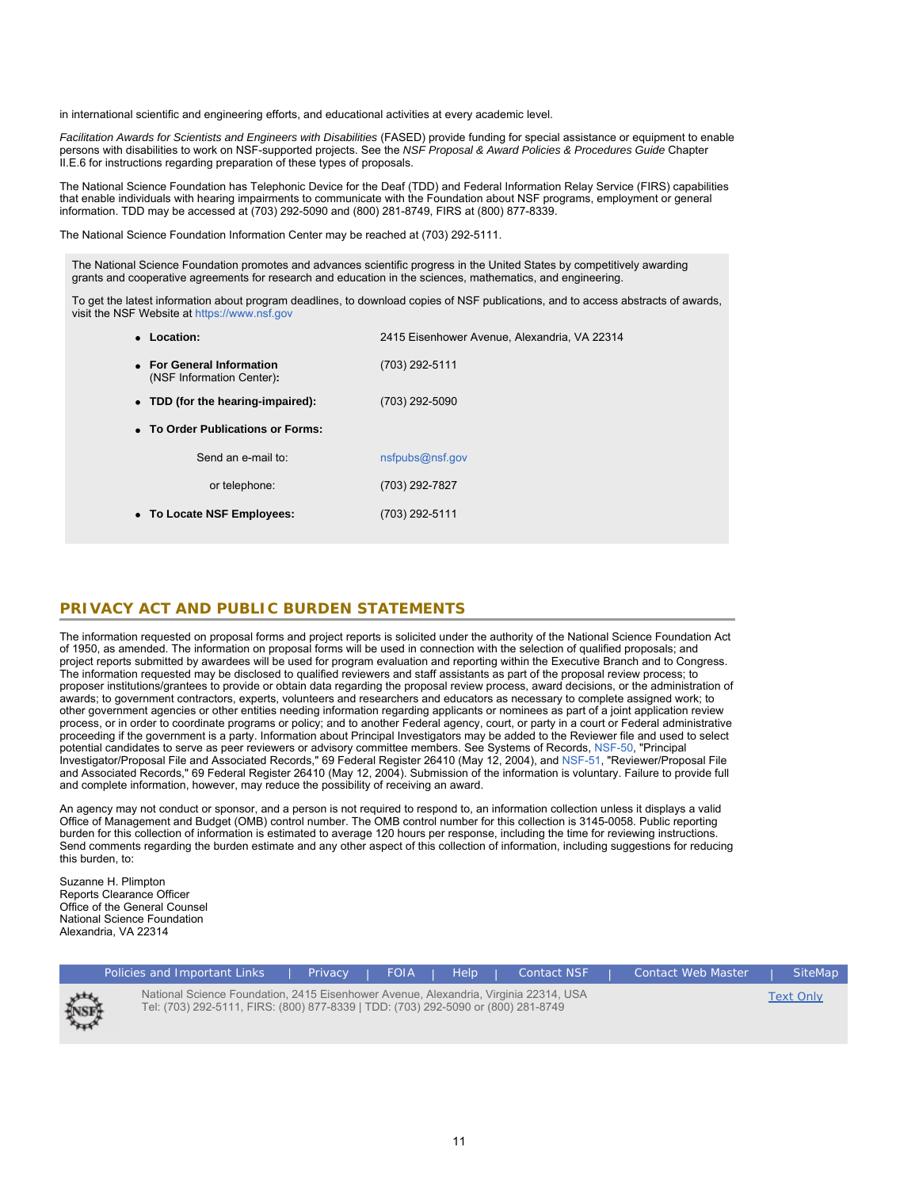in international scientific and engineering efforts, and educational activities at every academic level.

*Facilitation Awards for Scientists and Engineers with Disabilities* (FASED) provide funding for special assistance or equipment to enable persons with disabilities to work on NSF-supported projects. See the *NSF Proposal & Award Policies & Procedures Guide* Chapter II.E.6 for instructions regarding preparation of these types of proposals.

The National Science Foundation has Telephonic Device for the Deaf (TDD) and Federal Information Relay Service (FIRS) capabilities that enable individuals with hearing impairments to communicate with the Foundation about NSF programs, employment or general information. TDD may be accessed at (703) 292-5090 and (800) 281-8749, FIRS at (800) 877-8339.

The National Science Foundation Information Center may be reached at (703) 292-5111.

The National Science Foundation promotes and advances scientific progress in the United States by competitively awarding grants and cooperative agreements for research and education in the sciences, mathematics, and engineering.

To get the latest information about program deadlines, to download copies of NSF publications, and to access abstracts of awards, visit the NSF Website at https://www.nsf.gov

| | |
|---|---|
| • **Location:** | 2415 Eisenhower Avenue, Alexandria, VA 22314 |
| • **For General Information** (NSF Information Center)**:** | (703) 292-5111 |
| • **TDD (for the hearing-impaired):** | (703) 292-5090 |
| • **To Order Publications or Forms:** | |
| Send an e-mail to: | nsfpubs@nsf.gov |
| or telephone: | (703) 292-7827 |
| • **To Locate NSF Employees:** | (703) 292-5111 |

## PRIVACY ACT AND PUBLIC BURDEN STATEMENTS

The information requested on proposal forms and project reports is solicited under the authority of the National Science Foundation Act of 1950, as amended. The information on proposal forms will be used in connection with the selection of qualified proposals; and project reports submitted by awardees will be used for program evaluation and reporting within the Executive Branch and to Congress. The information requested may be disclosed to qualified reviewers and staff assistants as part of the proposal review process; to proposer institutions/grantees to provide or obtain data regarding the proposal review process, award decisions, or the administration of awards; to government contractors, experts, volunteers and researchers and educators as necessary to complete assigned work; to other government agencies or other entities needing information regarding applicants or nominees as part of a joint application review process, or in order to coordinate programs or policy; and to another Federal agency, court, or party in a court or Federal administrative proceeding if the government is a party. Information about Principal Investigators may be added to the Reviewer file and used to select potential candidates to serve as peer reviewers or advisory committee members. See Systems of Records, NSF-50, "Principal Investigator/Proposal File and Associated Records," 69 Federal Register 26410 (May 12, 2004), and NSF-51, "Reviewer/Proposal File and Associated Records," 69 Federal Register 26410 (May 12, 2004). Submission of the information is voluntary. Failure to provide full and complete information, however, may reduce the possibility of receiving an award.

An agency may not conduct or sponsor, and a person is not required to respond to, an information collection unless it displays a valid Office of Management and Budget (OMB) control number. The OMB control number for this collection is 3145-0058. Public reporting burden for this collection of information is estimated to average 120 hours per response, including the time for reviewing instructions. Send comments regarding the burden estimate and any other aspect of this collection of information, including suggestions for reducing this burden, to:

Suzanne H. Plimpton  
Reports Clearance Officer  
Office of the General Counsel  
National Science Foundation  
Alexandria, VA 22314

Policies and Important Links | Privacy | FOIA | Help | Contact NSF | Contact Web Master | SiteMap

National Science Foundation, 2415 Eisenhower Avenue, Alexandria, Virginia 22314, USA  
Tel: (703) 292-5111, FIRS: (800) 877-8339 | TDD: (703) 292-5090 or (800) 281-8749

Text Only